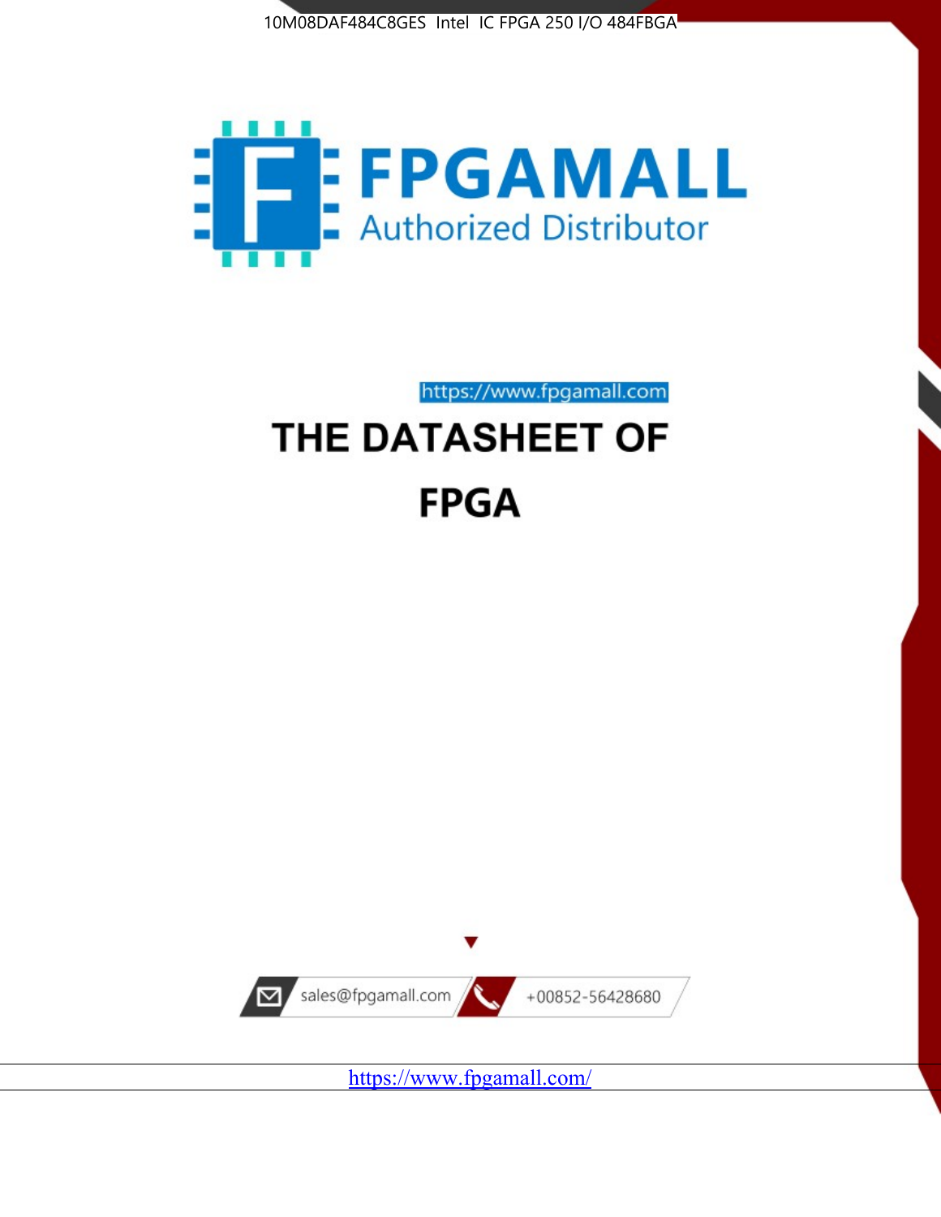10M08DAF484C8GES Intel IC FPGA 250 I/O 484FBGA

FPGAMALL

Authorized Distributor

https://www.fpgamall.com

# THE DATASHEET OF

# FPGA

sales@fpgamall.com

+00852-56428680

https://www.fpgamall.com/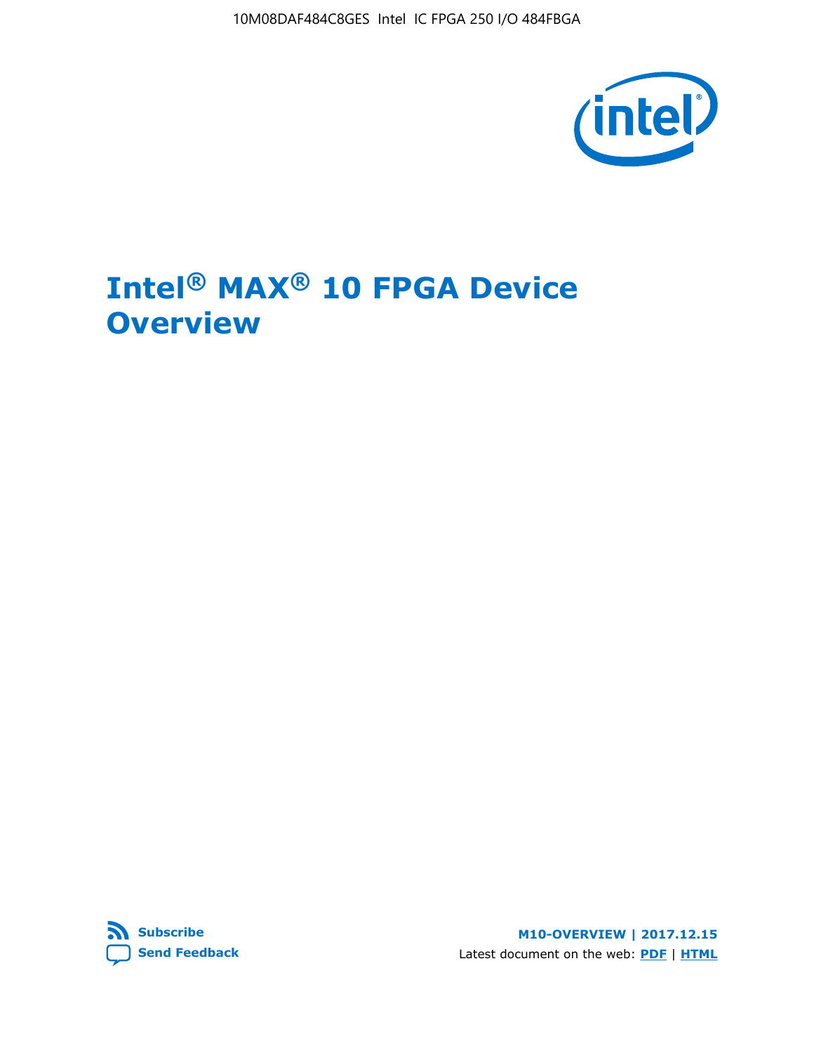# Intel® MAX® 10 FPGA Device Overview

Subscribe

Send Feedback

M10-OVERVIEW | 2017.12.15

Latest document on the web: PDF | HTML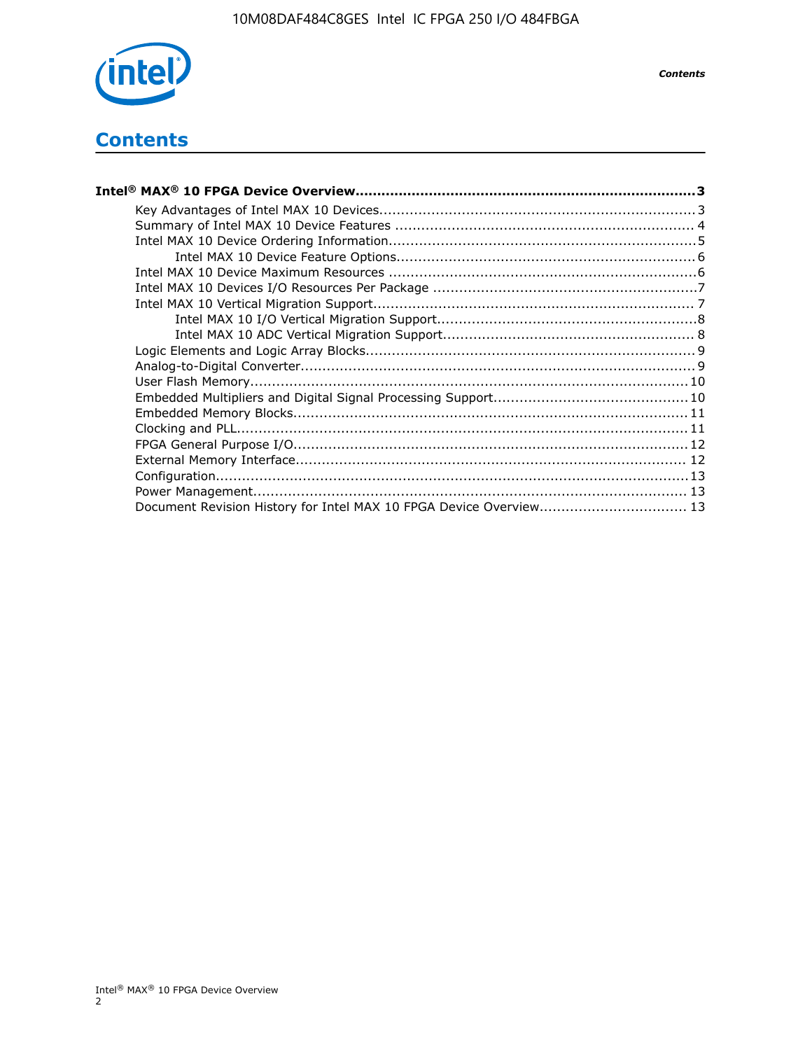# Contents

**Intel® MAX® 10 FPGA Device Overview....................................................................... 3**

- Key Advantages of Intel MAX 10 Devices........................................................................3
- Summary of Intel MAX 10 Device Features ..................................................................... 4
- Intel MAX 10 Device Ordering Information........................................................................5
    - Intel MAX 10 Device Feature Options.....................................................................6
- Intel MAX 10 Device Maximum Resources ...................................................................... 6
- Intel MAX 10 Devices I/O Resources Per Package ............................................................7
- Intel MAX 10 Vertical Migration Support......................................................................... 7
    - Intel MAX 10 I/O Vertical Migration Support............................................................8
    - Intel MAX 10 ADC Vertical Migration Support.......................................................... 8
- Logic Elements and Logic Array Blocks............................................................................9
- Analog-to-Digital Converter.............................................................................................9
- User Flash Memory....................................................................................................... 10
- Embedded Multipliers and Digital Signal Processing Support............................................. 10
- Embedded Memory Blocks............................................................................................ 11
- Clocking and PLL.......................................................................................................... 11
- FPGA General Purpose I/O............................................................................................ 12
- External Memory Interface........................................................................................... 12
- Configuration............................................................................................................... 13
- Power Management...................................................................................................... 13
- Document Revision History for Intel MAX 10 FPGA Device Overview.................................. 13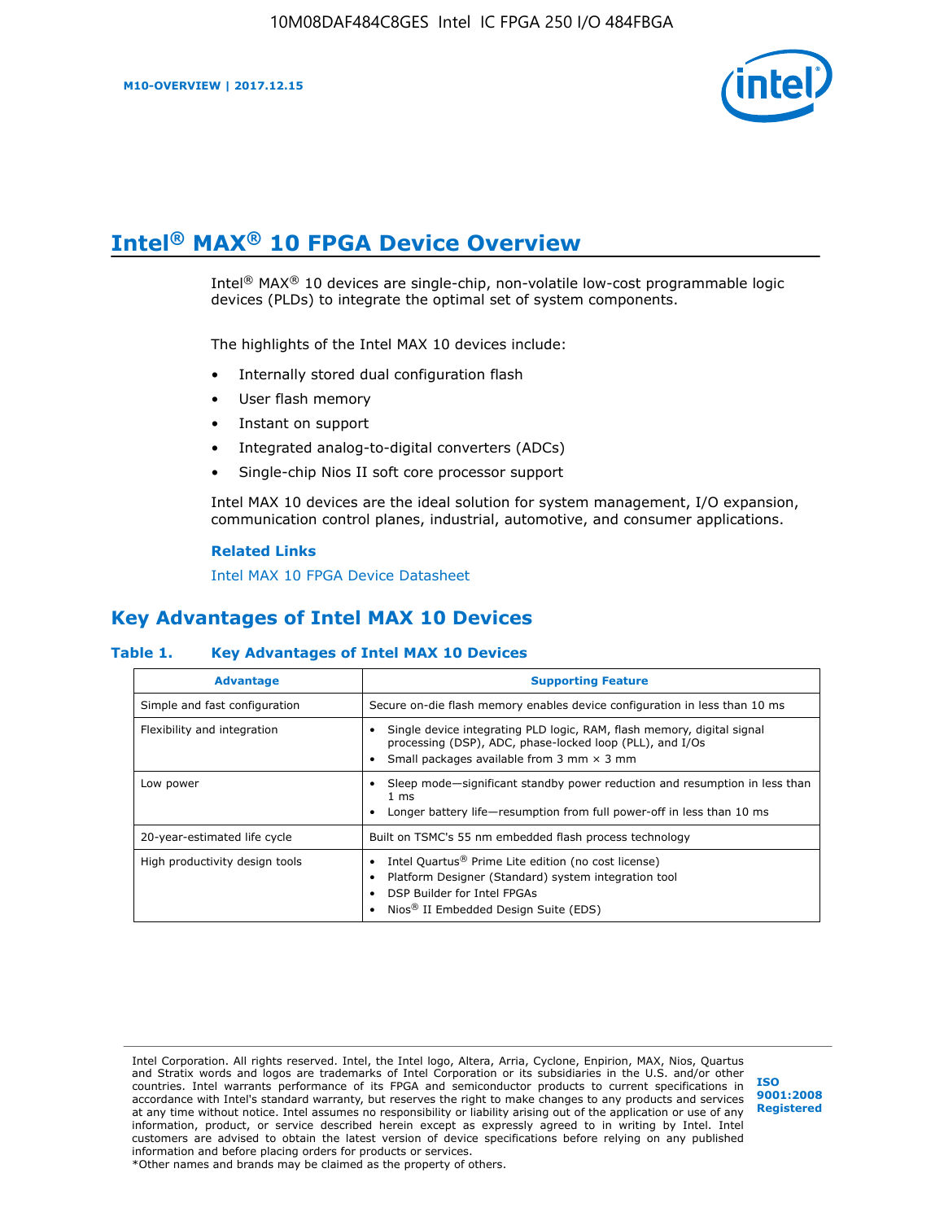# Intel® MAX® 10 FPGA Device Overview

Intel® MAX® 10 devices are single-chip, non-volatile low-cost programmable logic devices (PLDs) to integrate the optimal set of system components.

The highlights of the Intel MAX 10 devices include:

- Internally stored dual configuration flash
- User flash memory
- Instant on support
- Integrated analog-to-digital converters (ADCs)
- Single-chip Nios II soft core processor support

Intel MAX 10 devices are the ideal solution for system management, I/O expansion, communication control planes, industrial, automotive, and consumer applications.

**Related Links**

Intel MAX 10 FPGA Device Datasheet

## Key Advantages of Intel MAX 10 Devices

**Table 1. Key Advantages of Intel MAX 10 Devices**

| Advantage | Supporting Feature |
|---|---|
| Simple and fast configuration | Secure on-die flash memory enables device configuration in less than 10 ms |
| Flexibility and integration | • Single device integrating PLD logic, RAM, flash memory, digital signal processing (DSP), ADC, phase-locked loop (PLL), and I/Os<br>• Small packages available from 3 mm × 3 mm |
| Low power | • Sleep mode—significant standby power reduction and resumption in less than 1 ms<br>• Longer battery life—resumption from full power-off in less than 10 ms |
| 20-year-estimated life cycle | Built on TSMC's 55 nm embedded flash process technology |
| High productivity design tools | • Intel Quartus® Prime Lite edition (no cost license)<br>• Platform Designer (Standard) system integration tool<br>• DSP Builder for Intel FPGAs<br>• Nios® II Embedded Design Suite (EDS) |

Intel Corporation. All rights reserved. Intel, the Intel logo, Altera, Arria, Cyclone, Enpirion, MAX, Nios, Quartus and Stratix words and logos are trademarks of Intel Corporation or its subsidiaries in the U.S. and/or other countries. Intel warrants performance of its FPGA and semiconductor products to current specifications in accordance with Intel's standard warranty, but reserves the right to make changes to any products and services at any time without notice. Intel assumes no responsibility or liability arising out of the application or use of any information, product, or service described herein except as expressly agreed to in writing by Intel. Intel customers are advised to obtain the latest version of device specifications before relying on any published information and before placing orders for products or services.
*Other names and brands may be claimed as the property of others.

ISO 9001:2008 Registered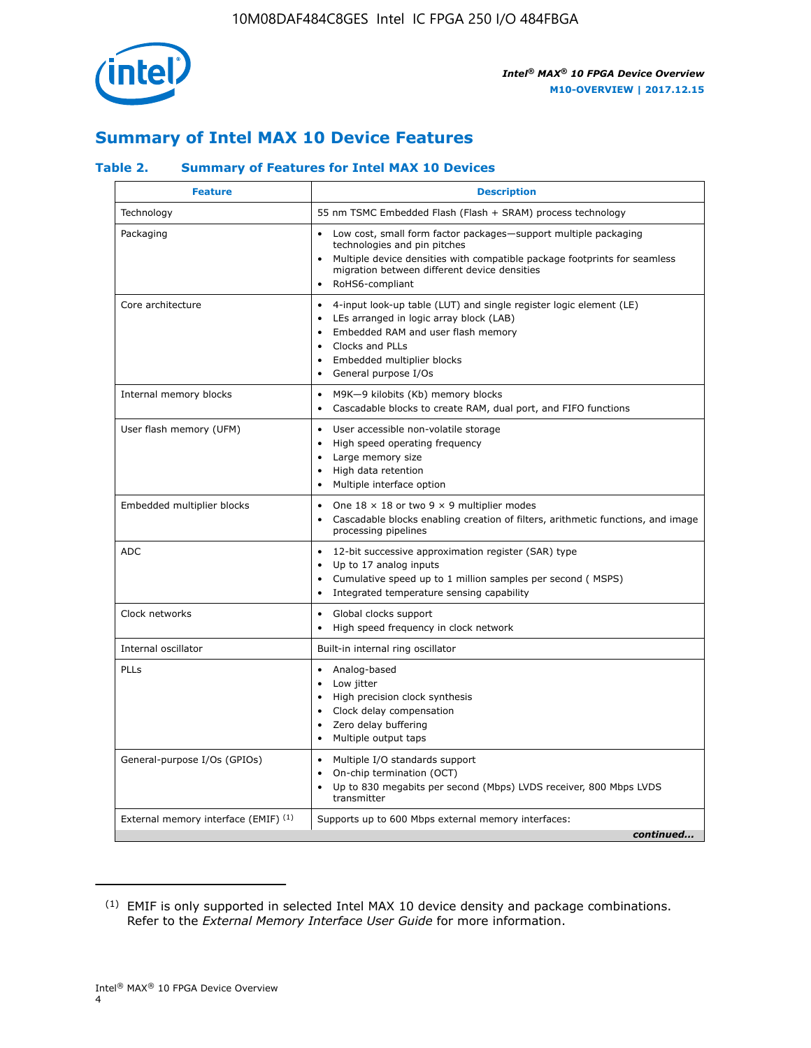## Summary of Intel MAX 10 Device Features

### Table 2. Summary of Features for Intel MAX 10 Devices

| Feature | Description |
|---|---|
| Technology | 55 nm TSMC Embedded Flash (Flash + SRAM) process technology |
| Packaging | • Low cost, small form factor packages—support multiple packaging technologies and pin pitches<br>• Multiple device densities with compatible package footprints for seamless migration between different device densities<br>• RoHS6-compliant |
| Core architecture | • 4-input look-up table (LUT) and single register logic element (LE)<br>• LEs arranged in logic array block (LAB)<br>• Embedded RAM and user flash memory<br>• Clocks and PLLs<br>• Embedded multiplier blocks<br>• General purpose I/Os |
| Internal memory blocks | • M9K—9 kilobits (Kb) memory blocks<br>• Cascadable blocks to create RAM, dual port, and FIFO functions |
| User flash memory (UFM) | • User accessible non-volatile storage<br>• High speed operating frequency<br>• Large memory size<br>• High data retention<br>• Multiple interface option |
| Embedded multiplier blocks | • One 18 × 18 or two 9 × 9 multiplier modes<br>• Cascadable blocks enabling creation of filters, arithmetic functions, and image processing pipelines |
| ADC | • 12-bit successive approximation register (SAR) type<br>• Up to 17 analog inputs<br>• Cumulative speed up to 1 million samples per second ( MSPS)<br>• Integrated temperature sensing capability |
| Clock networks | • Global clocks support<br>• High speed frequency in clock network |
| Internal oscillator | Built-in internal ring oscillator |
| PLLs | • Analog-based<br>• Low jitter<br>• High precision clock synthesis<br>• Clock delay compensation<br>• Zero delay buffering<br>• Multiple output taps |
| General-purpose I/Os (GPIOs) | • Multiple I/O standards support<br>• On-chip termination (OCT)<br>• Up to 830 megabits per second (Mbps) LVDS receiver, 800 Mbps LVDS transmitter |
| External memory interface (EMIF) [(1)] | Supports up to 600 Mbps external memory interfaces: |

*continued...*

(1) EMIF is only supported in selected Intel MAX 10 device density and package combinations. Refer to the *External Memory Interface User Guide* for more information.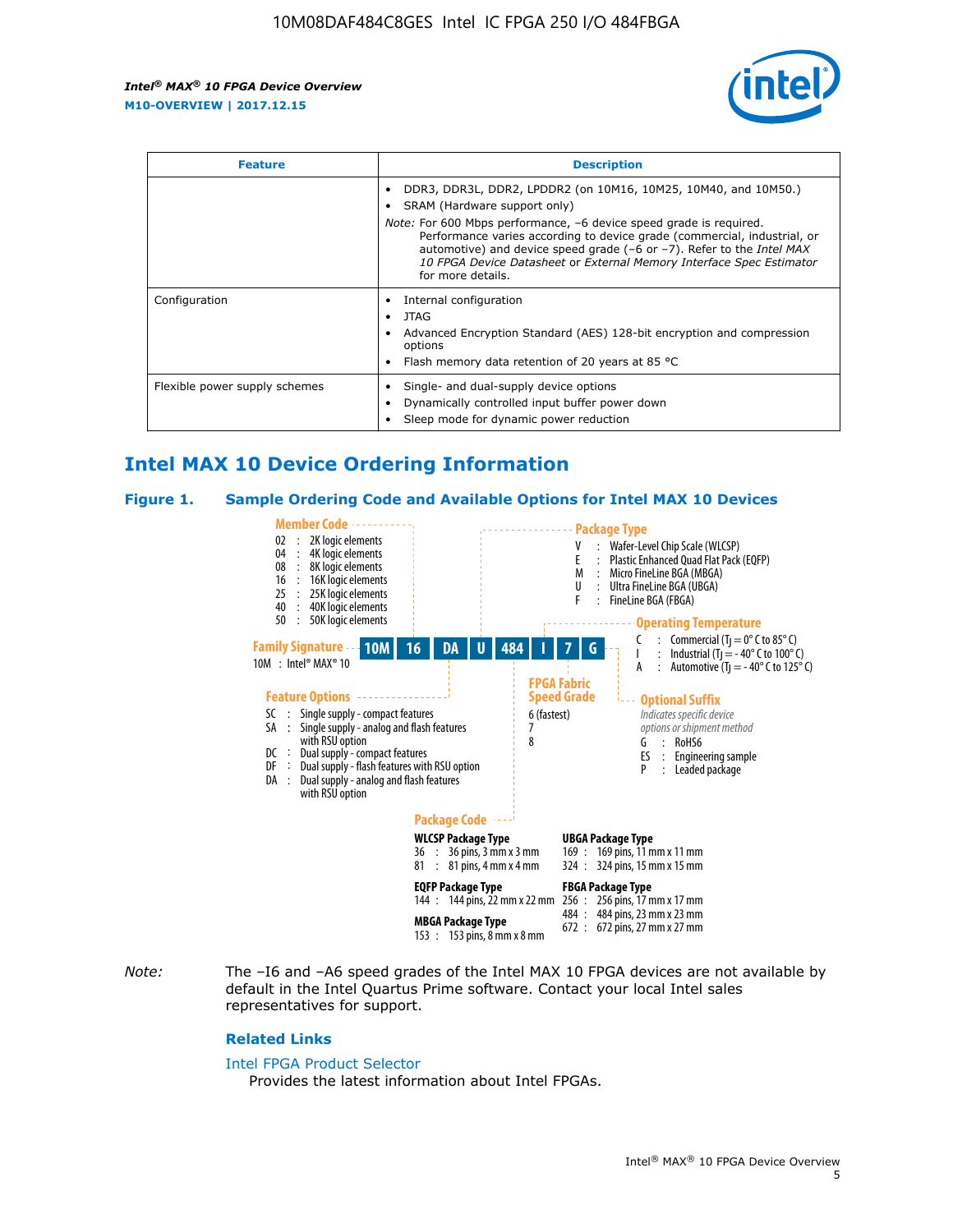| Feature | Description |
| --- | --- |
| | • DDR3, DDR3L, DDR2, LPDDR2 (on 10M16, 10M25, 10M40, and 10M50.)<br>• SRAM (Hardware support only)<br>*Note:* For 600 Mbps performance, –6 device speed grade is required. Performance varies according to device grade (commercial, industrial, or automotive) and device speed grade (–6 or –7). Refer to the *Intel MAX 10 FPGA Device Datasheet* or *External Memory Interface Spec Estimator* for more details. |
| Configuration | • Internal configuration<br>• JTAG<br>• Advanced Encryption Standard (AES) 128-bit encryption and compression options<br>• Flash memory data retention of 20 years at 85 °C |
| Flexible power supply schemes | • Single- and dual-supply device options<br>• Dynamically controlled input buffer power down<br>• Sleep mode for dynamic power reduction |

## Intel MAX 10 Device Ordering Information

### Figure 1. Sample Ordering Code and Available Options for Intel MAX 10 Devices

**10M | 16 | DA | U | 484 | I | 7 | G**

**Family Signature**
10M : Intel® MAX® 10

**Member Code**
- 02 : 2K logic elements
- 04 : 4K logic elements
- 08 : 8K logic elements
- 16 : 16K logic elements
- 25 : 25K logic elements
- 40 : 40K logic elements
- 50 : 50K logic elements

**Feature Options**
- SC : Single supply - compact features
- SA : Single supply - analog and flash features with RSU option
- DC : Dual supply - compact features
- DF : Dual supply - flash features with RSU option
- DA : Dual supply - analog and flash features with RSU option

**Package Type**
- V : Wafer-Level Chip Scale (WLCSP)
- E : Plastic Enhanced Quad Flat Pack (EQFP)
- M : Micro FineLine BGA (MBGA)
- U : Ultra FineLine BGA (UBGA)
- F : FineLine BGA (FBGA)

**Package Code**

WLCSP Package Type
- 36 : 36 pins, 3 mm x 3 mm
- 81 : 81 pins, 4 mm x 4 mm

EQFP Package Type
- 144 : 144 pins, 22 mm x 22 mm

MBGA Package Type
- 153 : 153 pins, 8 mm x 8 mm

UBGA Package Type
- 169 : 169 pins, 11 mm x 11 mm
- 324 : 324 pins, 15 mm x 15 mm

FBGA Package Type
- 256 : 256 pins, 17 mm x 17 mm
- 484 : 484 pins, 23 mm x 23 mm
- 672 : 672 pins, 27 mm x 27 mm

**Operating Temperature**
- C : Commercial ($T_J = 0°$ C to 85° C)
- I : Industrial ($T_J = -40°$ C to 100° C)
- A : Automotive ($T_J = -40°$ C to 125° C)

**FPGA Fabric Speed Grade**
- 6 (fastest)
- 7
- 8

**Optional Suffix**
*Indicates specific device options or shipment method*
- G : RoHS6
- ES : Engineering sample
- P : Leaded package

*Note:* The –I6 and –A6 speed grades of the Intel MAX 10 FPGA devices are not available by default in the Intel Quartus Prime software. Contact your local Intel sales representatives for support.

### Related Links

Intel FPGA Product Selector
Provides the latest information about Intel FPGAs.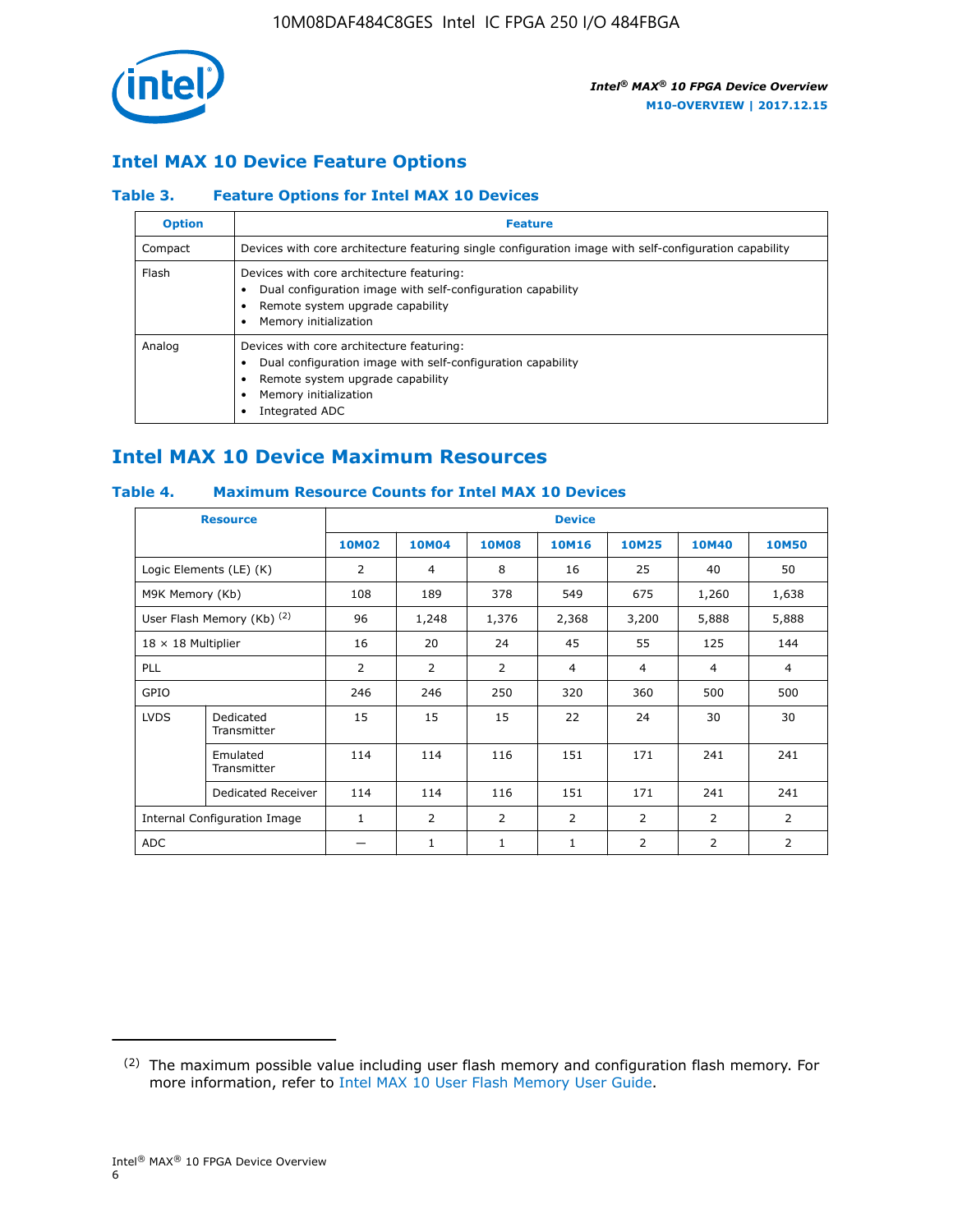## Intel MAX 10 Device Feature Options

### Table 3. Feature Options for Intel MAX 10 Devices

| Option | Feature |
| --- | --- |
| Compact | Devices with core architecture featuring single configuration image with self-configuration capability |
| Flash | Devices with core architecture featuring:<br>• Dual configuration image with self-configuration capability<br>• Remote system upgrade capability<br>• Memory initialization |
| Analog | Devices with core architecture featuring:<br>• Dual configuration image with self-configuration capability<br>• Remote system upgrade capability<br>• Memory initialization<br>• Integrated ADC |

## Intel MAX 10 Device Maximum Resources

### Table 4. Maximum Resource Counts for Intel MAX 10 Devices

| Resource | | Device | | | | | | |
| --- | --- | --- | --- | --- | --- | --- | --- | --- |
| | | 10M02 | 10M04 | 10M08 | 10M16 | 10M25 | 10M40 | 10M50 |
| Logic Elements (LE) (K) | | 2 | 4 | 8 | 16 | 25 | 40 | 50 |
| M9K Memory (Kb) | | 108 | 189 | 378 | 549 | 675 | 1,260 | 1,638 |
| User Flash Memory (Kb) [(2)] | | 96 | 1,248 | 1,376 | 2,368 | 3,200 | 5,888 | 5,888 |
| 18 × 18 Multiplier | | 16 | 20 | 24 | 45 | 55 | 125 | 144 |
| PLL | | 2 | 2 | 2 | 4 | 4 | 4 | 4 |
| GPIO | | 246 | 246 | 250 | 320 | 360 | 500 | 500 |
| LVDS | Dedicated Transmitter | 15 | 15 | 15 | 22 | 24 | 30 | 30 |
| | Emulated Transmitter | 114 | 114 | 116 | 151 | 171 | 241 | 241 |
| | Dedicated Receiver | 114 | 114 | 116 | 151 | 171 | 241 | 241 |
| Internal Configuration Image | | 1 | 2 | 2 | 2 | 2 | 2 | 2 |
| ADC | | — | 1 | 1 | 1 | 2 | 2 | 2 |

(2) The maximum possible value including user flash memory and configuration flash memory. For more information, refer to Intel MAX 10 User Flash Memory User Guide.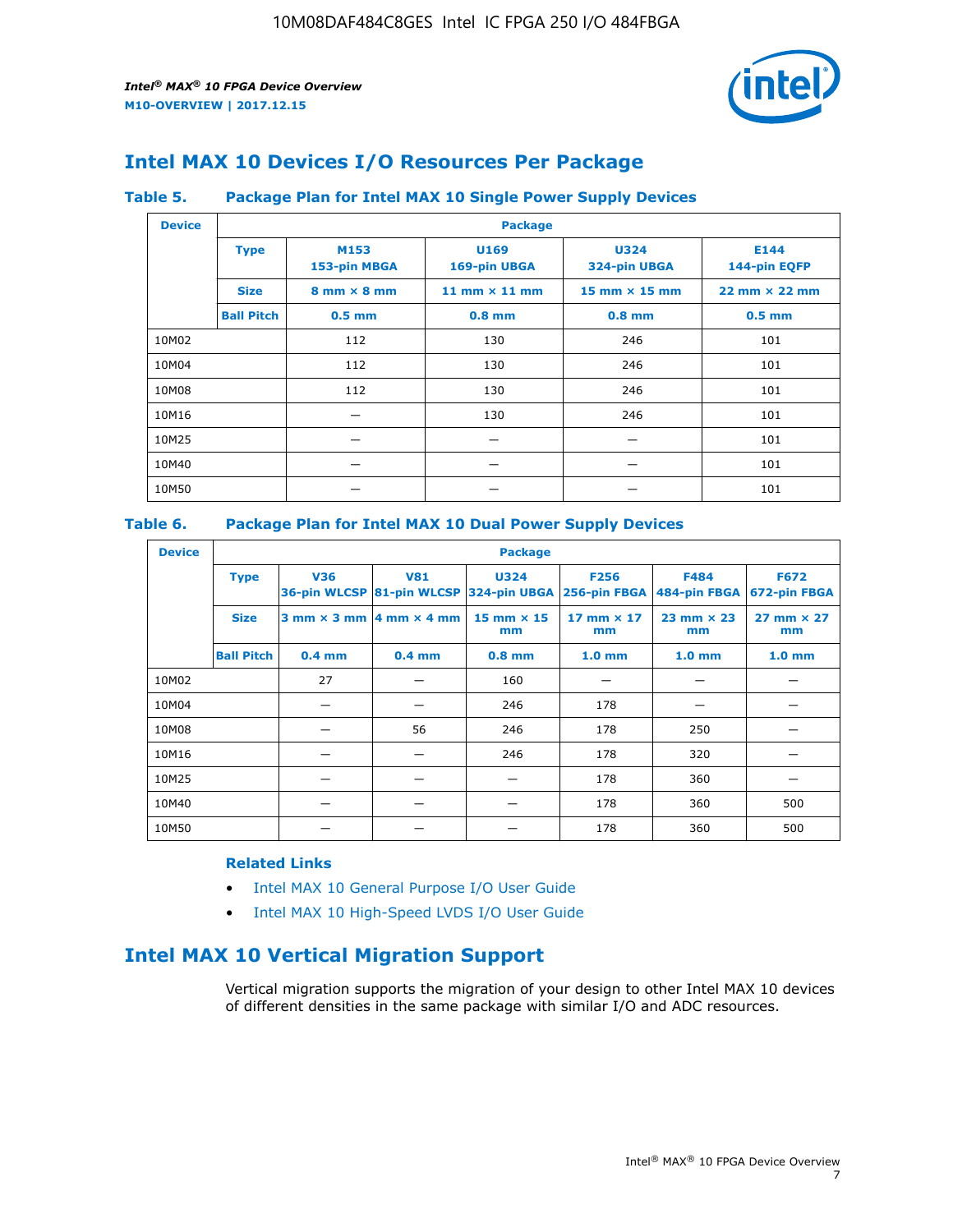## Intel MAX 10 Devices I/O Resources Per Package

**Table 5. Package Plan for Intel MAX 10 Single Power Supply Devices**

| Device | Package | | | | |
|---|---|---|---|---|---|
| | **Type** | **M153** 153-pin MBGA | **U169** 169-pin UBGA | **U324** 324-pin UBGA | **E144** 144-pin EQFP |
| | **Size** | 8 mm × 8 mm | 11 mm × 11 mm | 15 mm × 15 mm | 22 mm × 22 mm |
| | **Ball Pitch** | 0.5 mm | 0.8 mm | 0.8 mm | 0.5 mm |
| 10M02 | | 112 | 130 | 246 | 101 |
| 10M04 | | 112 | 130 | 246 | 101 |
| 10M08 | | 112 | 130 | 246 | 101 |
| 10M16 | | — | 130 | 246 | 101 |
| 10M25 | | — | — | — | 101 |
| 10M40 | | — | — | — | 101 |
| 10M50 | | — | — | — | 101 |

**Table 6. Package Plan for Intel MAX 10 Dual Power Supply Devices**

| Device | Package | | | | | | |
|---|---|---|---|---|---|---|---|
| | **Type** | **V36** 36-pin WLCSP | **V81** 81-pin WLCSP | **U324** 324-pin UBGA | **F256** 256-pin FBGA | **F484** 484-pin FBGA | **F672** 672-pin FBGA |
| | **Size** | 3 mm × 3 mm | 4 mm × 4 mm | 15 mm × 15 mm | 17 mm × 17 mm | 23 mm × 23 mm | 27 mm × 27 mm |
| | **Ball Pitch** | 0.4 mm | 0.4 mm | 0.8 mm | 1.0 mm | 1.0 mm | 1.0 mm |
| 10M02 | | 27 | — | 160 | — | — | — |
| 10M04 | | — | — | 246 | 178 | — | — |
| 10M08 | | — | 56 | 246 | 178 | 250 | — |
| 10M16 | | — | — | 246 | 178 | 320 | — |
| 10M25 | | — | — | — | 178 | 360 | — |
| 10M40 | | — | — | — | 178 | 360 | 500 |
| 10M50 | | — | — | — | 178 | 360 | 500 |

**Related Links**

- Intel MAX 10 General Purpose I/O User Guide
- Intel MAX 10 High-Speed LVDS I/O User Guide

## Intel MAX 10 Vertical Migration Support

Vertical migration supports the migration of your design to other Intel MAX 10 devices of different densities in the same package with similar I/O and ADC resources.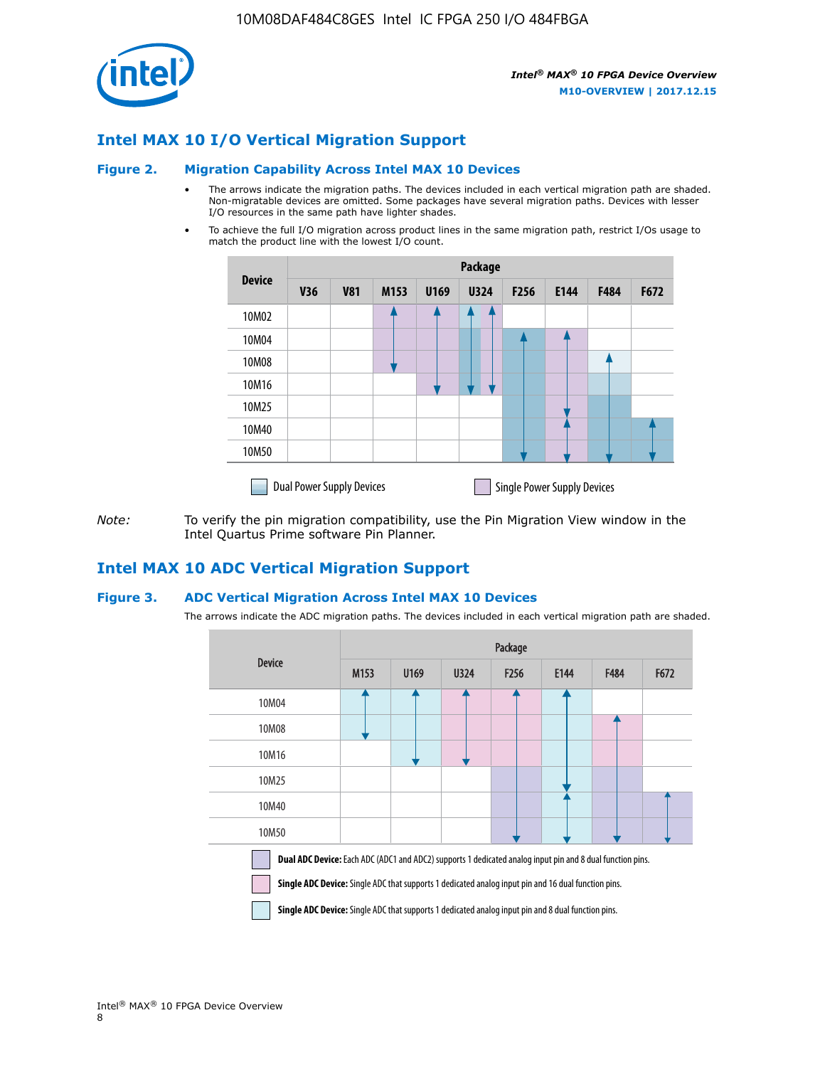## Intel MAX 10 I/O Vertical Migration Support

### Figure 2. Migration Capability Across Intel MAX 10 Devices

- The arrows indicate the migration paths. The devices included in each vertical migration path are shaded. Non-migratable devices are omitted. Some packages have several migration paths. Devices with lesser I/O resources in the same path have lighter shades.
- To achieve the full I/O migration across product lines in the same migration path, restrict I/Os usage to match the product line with the lowest I/O count.

| Device | Package | | | | | | | | |
|---|---|---|---|---|---|---|---|---|---|
| | V36 | V81 | M153 | U169 | U324 | F256 | E144 | F484 | F672 |
| 10M02 | | | | | | | | | |
| 10M04 | | | | | | | | | |
| 10M08 | | | | | | | | | |
| 10M16 | | | | | | | | | |
| 10M25 | | | | | | | | | |
| 10M40 | | | | | | | | | |
| 10M50 | | | | | | | | | |

Dual Power Supply Devices | Single Power Supply Devices

*Note:* To verify the pin migration compatibility, use the Pin Migration View window in the Intel Quartus Prime software Pin Planner.

## Intel MAX 10 ADC Vertical Migration Support

### Figure 3. ADC Vertical Migration Across Intel MAX 10 Devices

The arrows indicate the ADC migration paths. The devices included in each vertical migration path are shaded.

| Device | Package | | | | | | |
|---|---|---|---|---|---|---|---|
| | M153 | U169 | U324 | F256 | E144 | F484 | F672 |
| 10M04 | | | | | | | |
| 10M08 | | | | | | | |
| 10M16 | | | | | | | |
| 10M25 | | | | | | | |
| 10M40 | | | | | | | |
| 10M50 | | | | | | | |

**Dual ADC Device:** Each ADC (ADC1 and ADC2) supports 1 dedicated analog input pin and 8 dual function pins.

**Single ADC Device:** Single ADC that supports 1 dedicated analog input pin and 16 dual function pins.

**Single ADC Device:** Single ADC that supports 1 dedicated analog input pin and 8 dual function pins.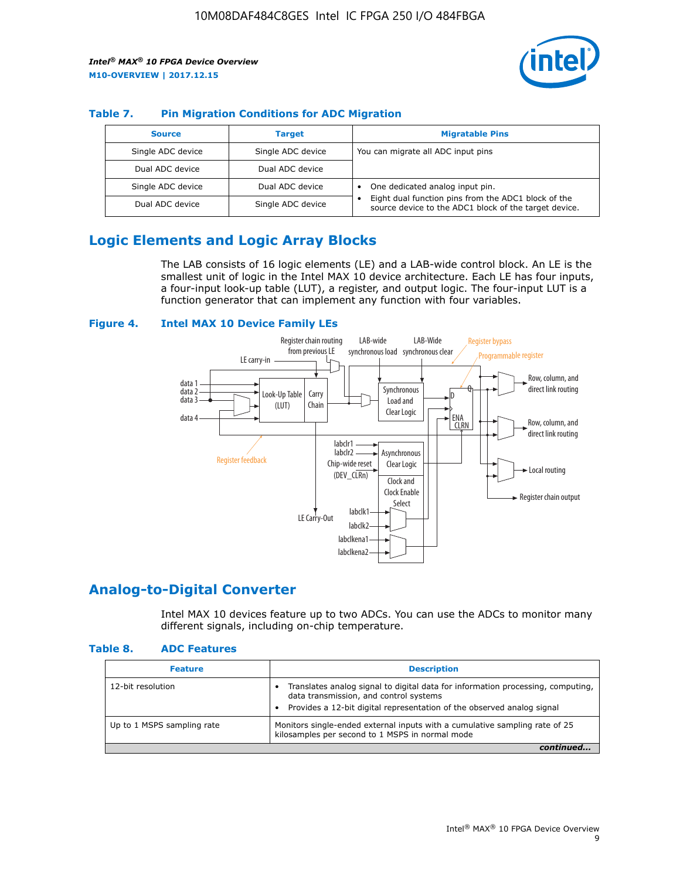## Table 7. Pin Migration Conditions for ADC Migration

| Source | Target | Migratable Pins |
|---|---|---|
| Single ADC device | Single ADC device | You can migrate all ADC input pins |
| Dual ADC device | Dual ADC device | |
| Single ADC device | Dual ADC device | • One dedicated analog input pin.<br>• Eight dual function pins from the ADC1 block of the source device to the ADC1 block of the target device. |
| Dual ADC device | Single ADC device | |

## Logic Elements and Logic Array Blocks

The LAB consists of 16 logic elements (LE) and a LAB-wide control block. An LE is the smallest unit of logic in the Intel MAX 10 device architecture. Each LE has four inputs, a four-input look-up table (LUT), a register, and output logic. The four-input LUT is a function generator that can implement any function with four variables.

**Figure 4. Intel MAX 10 Device Family LEs**

## Analog-to-Digital Converter

Intel MAX 10 devices feature up to two ADCs. You can use the ADCs to monitor many different signals, including on-chip temperature.

## Table 8. ADC Features

| Feature | Description |
|---|---|
| 12-bit resolution | • Translates analog signal to digital data for information processing, computing, data transmission, and control systems<br>• Provides a 12-bit digital representation of the observed analog signal |
| Up to 1 MSPS sampling rate | Monitors single-ended external inputs with a cumulative sampling rate of 25 kilosamples per second to 1 MSPS in normal mode |

*continued...*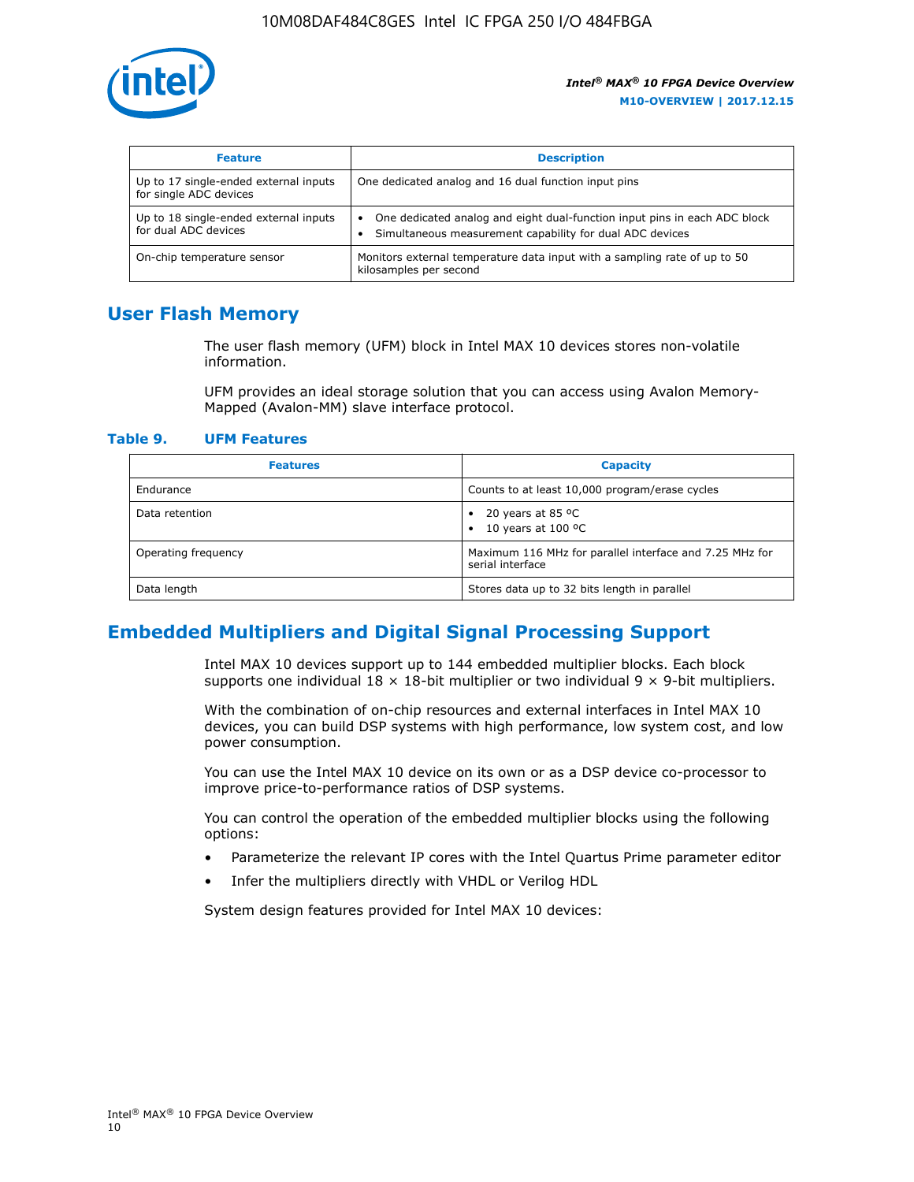| Feature | Description |
| --- | --- |
| Up to 17 single-ended external inputs for single ADC devices | One dedicated analog and 16 dual function input pins |
| Up to 18 single-ended external inputs for dual ADC devices | • One dedicated analog and eight dual-function input pins in each ADC block<br>• Simultaneous measurement capability for dual ADC devices |
| On-chip temperature sensor | Monitors external temperature data input with a sampling rate of up to 50 kilosamples per second |

## User Flash Memory

The user flash memory (UFM) block in Intel MAX 10 devices stores non-volatile information.

UFM provides an ideal storage solution that you can access using Avalon Memory-Mapped (Avalon-MM) slave interface protocol.

**Table 9. UFM Features**

| Features | Capacity |
| --- | --- |
| Endurance | Counts to at least 10,000 program/erase cycles |
| Data retention | • 20 years at 85 ºC<br>• 10 years at 100 ºC |
| Operating frequency | Maximum 116 MHz for parallel interface and 7.25 MHz for serial interface |
| Data length | Stores data up to 32 bits length in parallel |

## Embedded Multipliers and Digital Signal Processing Support

Intel MAX 10 devices support up to 144 embedded multiplier blocks. Each block supports one individual 18 × 18-bit multiplier or two individual 9 × 9-bit multipliers.

With the combination of on-chip resources and external interfaces in Intel MAX 10 devices, you can build DSP systems with high performance, low system cost, and low power consumption.

You can use the Intel MAX 10 device on its own or as a DSP device co-processor to improve price-to-performance ratios of DSP systems.

You can control the operation of the embedded multiplier blocks using the following options:

- Parameterize the relevant IP cores with the Intel Quartus Prime parameter editor
- Infer the multipliers directly with VHDL or Verilog HDL

System design features provided for Intel MAX 10 devices: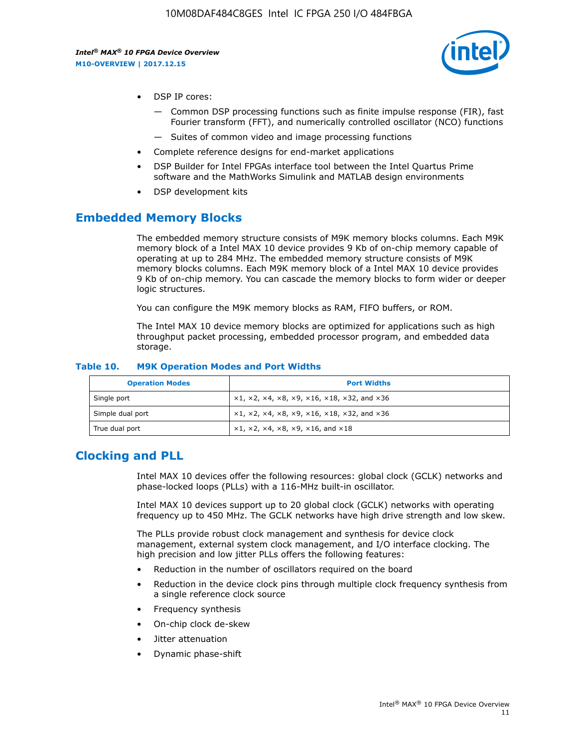- DSP IP cores:
  - Common DSP processing functions such as finite impulse response (FIR), fast Fourier transform (FFT), and numerically controlled oscillator (NCO) functions
  - Suites of common video and image processing functions
- Complete reference designs for end-market applications
- DSP Builder for Intel FPGAs interface tool between the Intel Quartus Prime software and the MathWorks Simulink and MATLAB design environments
- DSP development kits

## Embedded Memory Blocks

The embedded memory structure consists of M9K memory blocks columns. Each M9K memory block of a Intel MAX 10 device provides 9 Kb of on-chip memory capable of operating at up to 284 MHz. The embedded memory structure consists of M9K memory blocks columns. Each M9K memory block of a Intel MAX 10 device provides 9 Kb of on-chip memory. You can cascade the memory blocks to form wider or deeper logic structures.

You can configure the M9K memory blocks as RAM, FIFO buffers, or ROM.

The Intel MAX 10 device memory blocks are optimized for applications such as high throughput packet processing, embedded processor program, and embedded data storage.

**Table 10. M9K Operation Modes and Port Widths**

| Operation Modes | Port Widths |
| --- | --- |
| Single port | ×1, ×2, ×4, ×8, ×9, ×16, ×18, ×32, and ×36 |
| Simple dual port | ×1, ×2, ×4, ×8, ×9, ×16, ×18, ×32, and ×36 |
| True dual port | ×1, ×2, ×4, ×8, ×9, ×16, and ×18 |

## Clocking and PLL

Intel MAX 10 devices offer the following resources: global clock (GCLK) networks and phase-locked loops (PLLs) with a 116-MHz built-in oscillator.

Intel MAX 10 devices support up to 20 global clock (GCLK) networks with operating frequency up to 450 MHz. The GCLK networks have high drive strength and low skew.

The PLLs provide robust clock management and synthesis for device clock management, external system clock management, and I/O interface clocking. The high precision and low jitter PLLs offers the following features:

- Reduction in the number of oscillators required on the board
- Reduction in the device clock pins through multiple clock frequency synthesis from a single reference clock source
- Frequency synthesis
- On-chip clock de-skew
- Jitter attenuation
- Dynamic phase-shift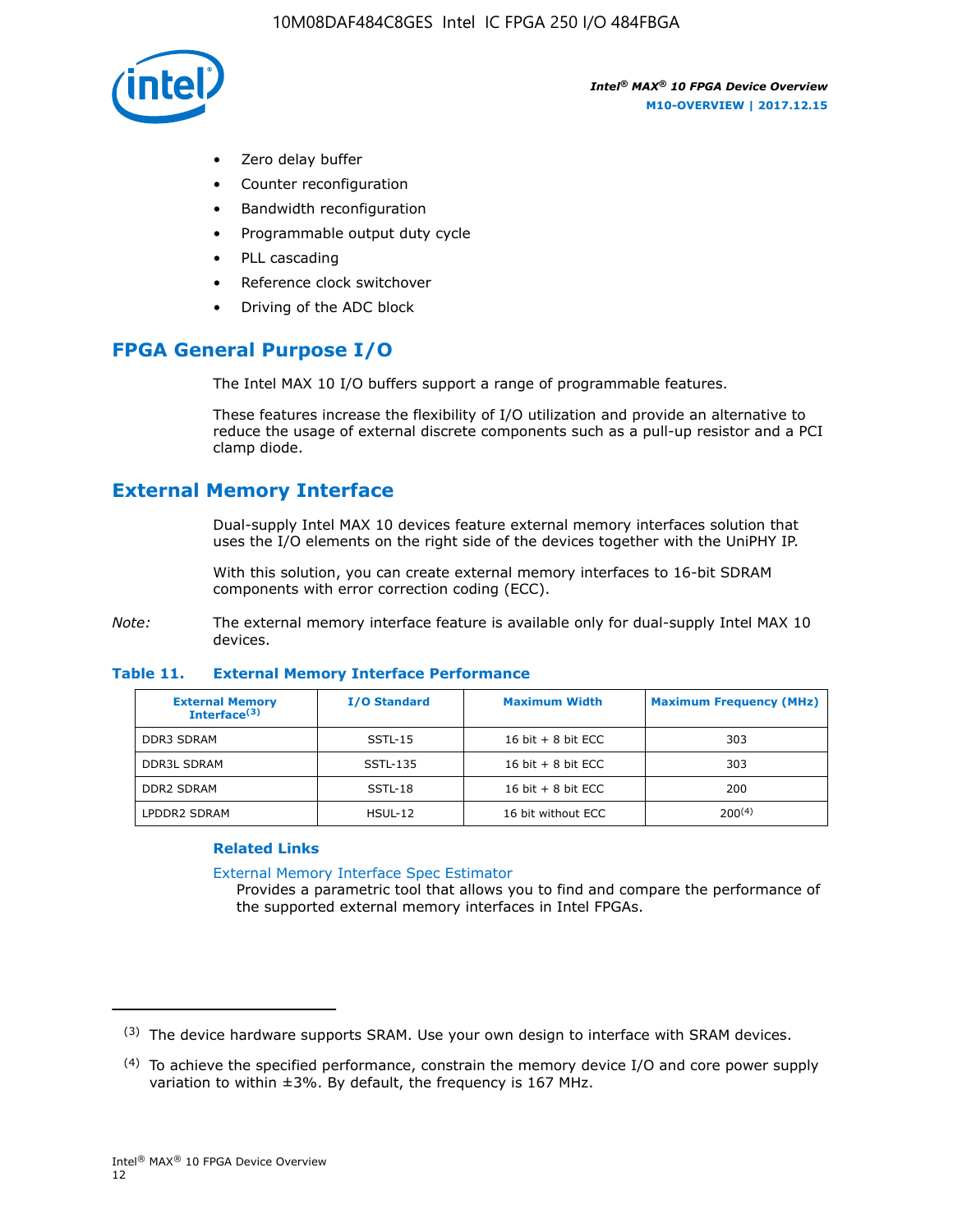- Zero delay buffer
- Counter reconfiguration
- Bandwidth reconfiguration
- Programmable output duty cycle
- PLL cascading
- Reference clock switchover
- Driving of the ADC block

## FPGA General Purpose I/O

The Intel MAX 10 I/O buffers support a range of programmable features.

These features increase the flexibility of I/O utilization and provide an alternative to reduce the usage of external discrete components such as a pull-up resistor and a PCI clamp diode.

## External Memory Interface

Dual-supply Intel MAX 10 devices feature external memory interfaces solution that uses the I/O elements on the right side of the devices together with the UniPHY IP.

With this solution, you can create external memory interfaces to 16-bit SDRAM components with error correction coding (ECC).

*Note:* The external memory interface feature is available only for dual-supply Intel MAX 10 devices.

**Table 11. External Memory Interface Performance**

| External Memory Interface[(3)] | I/O Standard | Maximum Width | Maximum Frequency (MHz) |
|---|---|---|---|
| DDR3 SDRAM | SSTL-15 | 16 bit + 8 bit ECC | 303 |
| DDR3L SDRAM | SSTL-135 | 16 bit + 8 bit ECC | 303 |
| DDR2 SDRAM | SSTL-18 | 16 bit + 8 bit ECC | 200 |
| LPDDR2 SDRAM | HSUL-12 | 16 bit without ECC | 200[(4)] |

#### Related Links

External Memory Interface Spec Estimator

Provides a parametric tool that allows you to find and compare the performance of the supported external memory interfaces in Intel FPGAs.

---

(3) The device hardware supports SRAM. Use your own design to interface with SRAM devices.

(4) To achieve the specified performance, constrain the memory device I/O and core power supply variation to within ±3%. By default, the frequency is 167 MHz.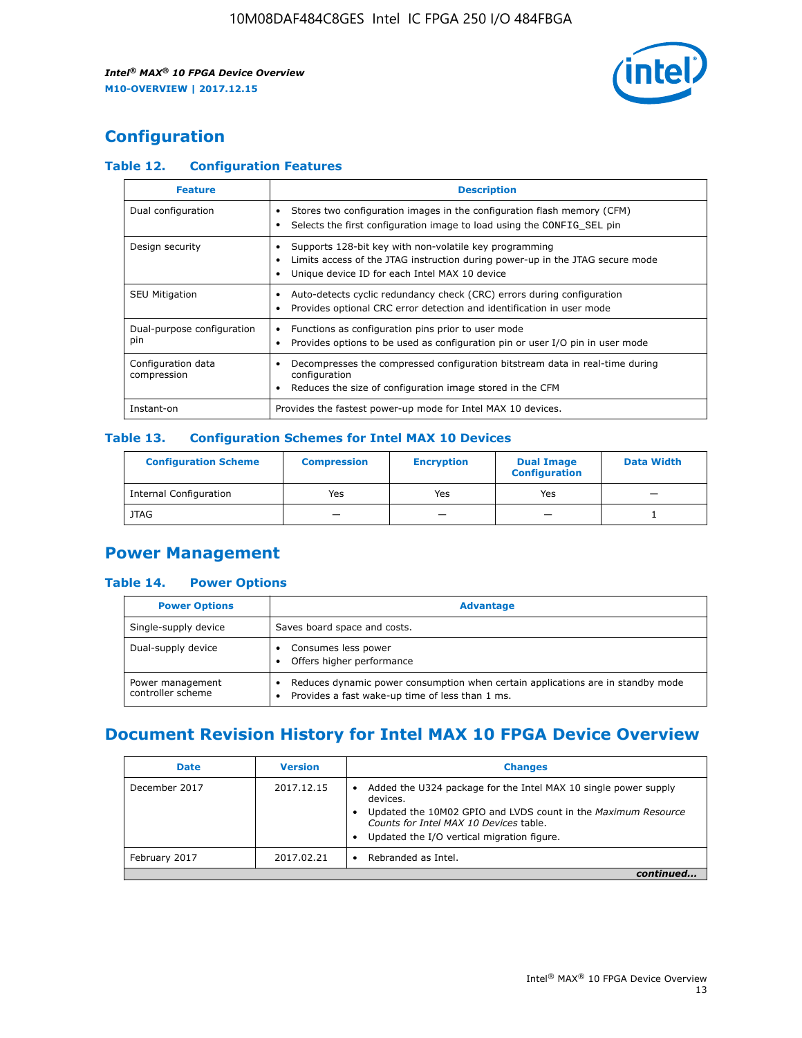## Configuration

### Table 12. Configuration Features

| Feature | Description |
|---|---|
| Dual configuration | • Stores two configuration images in the configuration flash memory (CFM)<br>• Selects the first configuration image to load using the CONFIG_SEL pin |
| Design security | • Supports 128-bit key with non-volatile key programming<br>• Limits access of the JTAG instruction during power-up in the JTAG secure mode<br>• Unique device ID for each Intel MAX 10 device |
| SEU Mitigation | • Auto-detects cyclic redundancy check (CRC) errors during configuration<br>• Provides optional CRC error detection and identification in user mode |
| Dual-purpose configuration pin | • Functions as configuration pins prior to user mode<br>• Provides options to be used as configuration pin or user I/O pin in user mode |
| Configuration data compression | • Decompresses the compressed configuration bitstream data in real-time during configuration<br>• Reduces the size of configuration image stored in the CFM |
| Instant-on | Provides the fastest power-up mode for Intel MAX 10 devices. |

### Table 13. Configuration Schemes for Intel MAX 10 Devices

| Configuration Scheme | Compression | Encryption | Dual Image Configuration | Data Width |
|---|---|---|---|---|
| Internal Configuration | Yes | Yes | Yes | — |
| JTAG | — | — | — | 1 |

## Power Management

### Table 14. Power Options

| Power Options | Advantage |
|---|---|
| Single-supply device | Saves board space and costs. |
| Dual-supply device | • Consumes less power<br>• Offers higher performance |
| Power management controller scheme | • Reduces dynamic power consumption when certain applications are in standby mode<br>• Provides a fast wake-up time of less than 1 ms. |

## Document Revision History for Intel MAX 10 FPGA Device Overview

| Date | Version | Changes |
|---|---|---|
| December 2017 | 2017.12.15 | • Added the U324 package for the Intel MAX 10 single power supply devices.<br>• Updated the 10M02 GPIO and LVDS count in the *Maximum Resource Counts for Intel MAX 10 Devices* table.<br>• Updated the I/O vertical migration figure. |
| February 2017 | 2017.02.21 | • Rebranded as Intel. |

*continued...*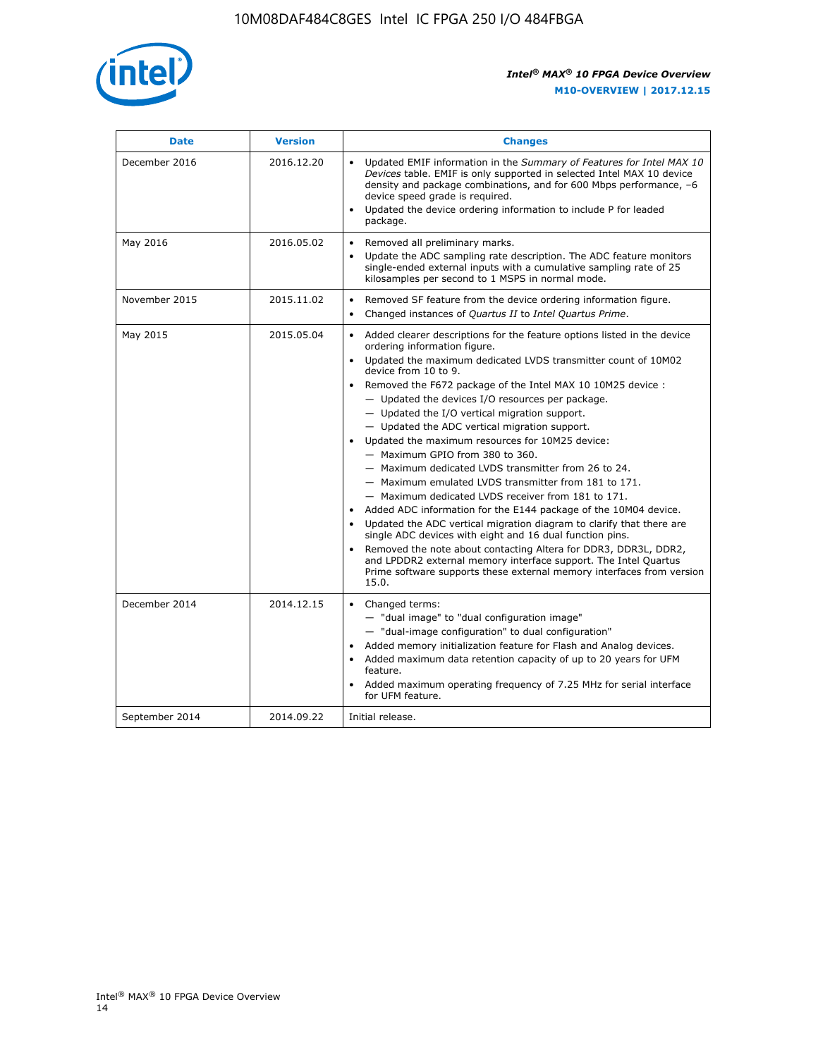| Date | Version | Changes |
|---|---|---|
| December 2016 | 2016.12.20 | • Updated EMIF information in the *Summary of Features for Intel MAX 10 Devices* table. EMIF is only supported in selected Intel MAX 10 device density and package combinations, and for 600 Mbps performance, –6 device speed grade is required.<br>• Updated the device ordering information to include P for leaded package. |
| May 2016 | 2016.05.02 | • Removed all preliminary marks.<br>• Update the ADC sampling rate description. The ADC feature monitors single-ended external inputs with a cumulative sampling rate of 25 kilosamples per second to 1 MSPS in normal mode. |
| November 2015 | 2015.11.02 | • Removed SF feature from the device ordering information figure.<br>• Changed instances of *Quartus II* to *Intel Quartus Prime*. |
| May 2015 | 2015.05.04 | • Added clearer descriptions for the feature options listed in the device ordering information figure.<br>• Updated the maximum dedicated LVDS transmitter count of 10M02 device from 10 to 9.<br>• Removed the F672 package of the Intel MAX 10 10M25 device :<br>— Updated the devices I/O resources per package.<br>— Updated the I/O vertical migration support.<br>— Updated the ADC vertical migration support.<br>• Updated the maximum resources for 10M25 device:<br>— Maximum GPIO from 380 to 360.<br>— Maximum dedicated LVDS transmitter from 26 to 24.<br>— Maximum emulated LVDS transmitter from 181 to 171.<br>— Maximum dedicated LVDS receiver from 181 to 171.<br>• Added ADC information for the E144 package of the 10M04 device.<br>• Updated the ADC vertical migration diagram to clarify that there are single ADC devices with eight and 16 dual function pins.<br>• Removed the note about contacting Altera for DDR3, DDR3L, DDR2, and LPDDR2 external memory interface support. The Intel Quartus Prime software supports these external memory interfaces from version 15.0. |
| December 2014 | 2014.12.15 | • Changed terms:<br>— "dual image" to "dual configuration image"<br>— "dual-image configuration" to dual configuration"<br>• Added memory initialization feature for Flash and Analog devices.<br>• Added maximum data retention capacity of up to 20 years for UFM feature.<br>• Added maximum operating frequency of 7.25 MHz for serial interface for UFM feature. |
| September 2014 | 2014.09.22 | Initial release. |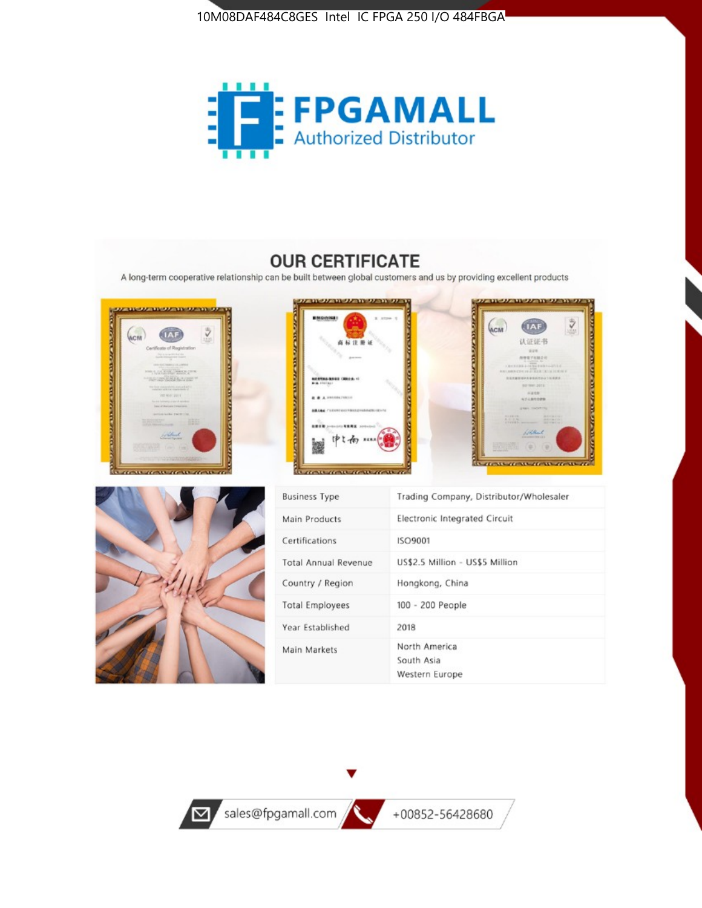FPGAMALL

Authorized Distributor

## OUR CERTIFICATE

A long-term cooperative relationship can be built between global customers and us by providing excellent products

| | |
|---|---|
| Business Type | Trading Company, Distributor/Wholesaler |
| Main Products | Electronic Integrated Circuit |
| Certifications | ISO9001 |
| Total Annual Revenue | US$2.5 Million - US$5 Million |
| Country / Region | Hongkong, China |
| Total Employees | 100 - 200 People |
| Year Established | 2018 |
| Main Markets | North America<br>South Asia<br>Western Europe |

sales@fpgamall.com

+00852-56428680